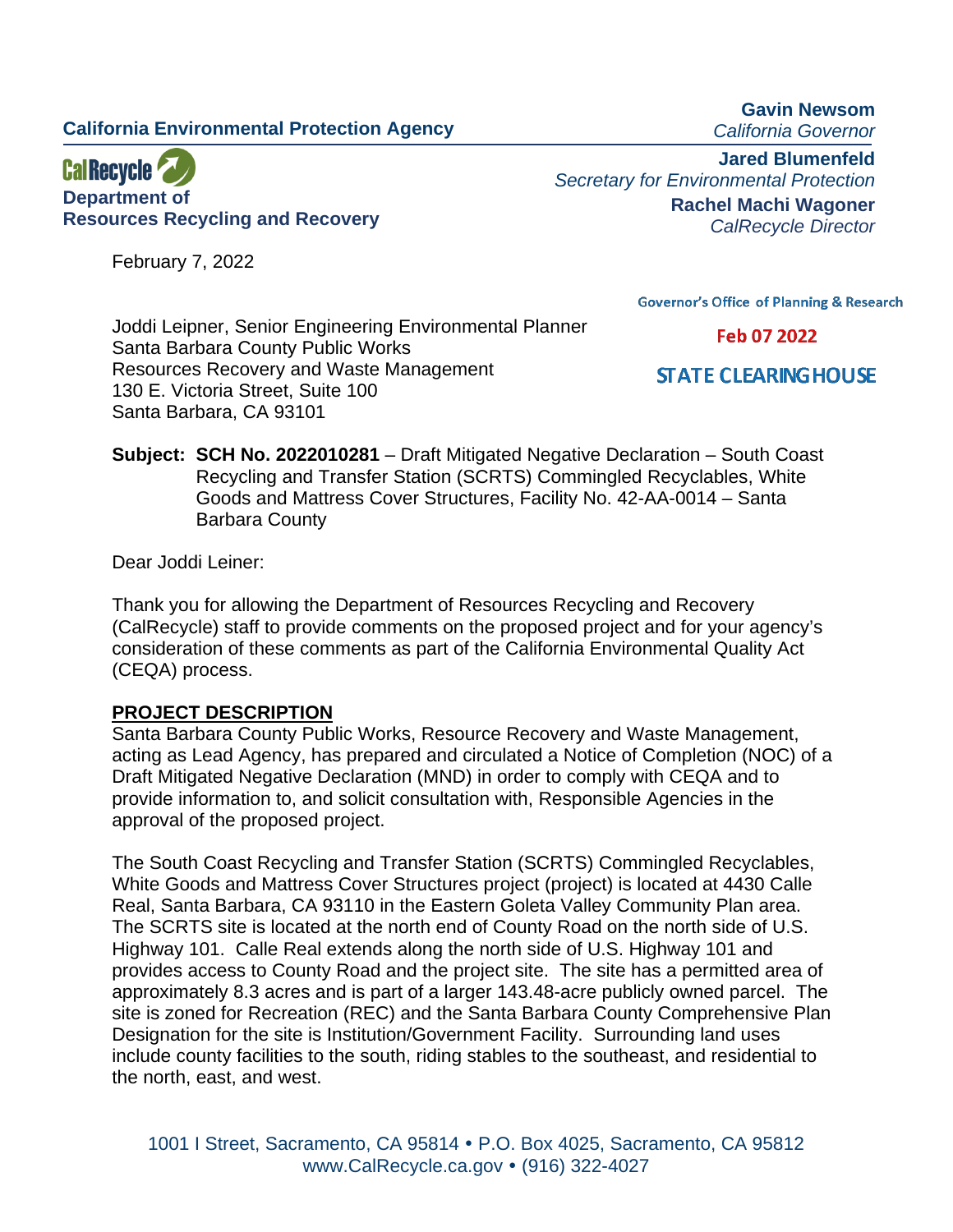**California Environmental Protection Agency**

**Gavin Newsom**
*California Governor*

**CalRecycle**
**Department of Resources Recycling and Recovery**

**Jared Blumenfeld**
*Secretary for Environmental Protection*

**Rachel Machi Wagoner**
*CalRecycle Director*

February 7, 2022

Governor's Office of Planning & Research

Feb 07 2022

STATE CLEARINGHOUSE

Joddi Leipner, Senior Engineering Environmental Planner
Santa Barbara County Public Works
Resources Recovery and Waste Management
130 E. Victoria Street, Suite 100
Santa Barbara, CA 93101

**Subject: SCH No. 2022010281** – Draft Mitigated Negative Declaration – South Coast Recycling and Transfer Station (SCRTS) Commingled Recyclables, White Goods and Mattress Cover Structures, Facility No. 42-AA-0014 – Santa Barbara County

Dear Joddi Leiner:

Thank you for allowing the Department of Resources Recycling and Recovery (CalRecycle) staff to provide comments on the proposed project and for your agency's consideration of these comments as part of the California Environmental Quality Act (CEQA) process.

**PROJECT DESCRIPTION**

Santa Barbara County Public Works, Resource Recovery and Waste Management, acting as Lead Agency, has prepared and circulated a Notice of Completion (NOC) of a Draft Mitigated Negative Declaration (MND) in order to comply with CEQA and to provide information to, and solicit consultation with, Responsible Agencies in the approval of the proposed project.

The South Coast Recycling and Transfer Station (SCRTS) Commingled Recyclables, White Goods and Mattress Cover Structures project (project) is located at 4430 Calle Real, Santa Barbara, CA 93110 in the Eastern Goleta Valley Community Plan area. The SCRTS site is located at the north end of County Road on the north side of U.S. Highway 101. Calle Real extends along the north side of U.S. Highway 101 and provides access to County Road and the project site. The site has a permitted area of approximately 8.3 acres and is part of a larger 143.48-acre publicly owned parcel. The site is zoned for Recreation (REC) and the Santa Barbara County Comprehensive Plan Designation for the site is Institution/Government Facility. Surrounding land uses include county facilities to the south, riding stables to the southeast, and residential to the north, east, and west.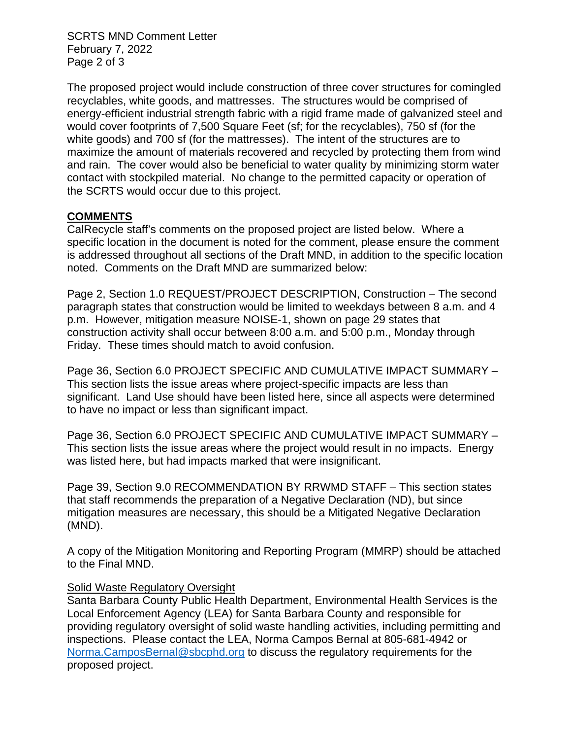The proposed project would include construction of three cover structures for comingled recyclables, white goods, and mattresses. The structures would be comprised of energy-efficient industrial strength fabric with a rigid frame made of galvanized steel and would cover footprints of 7,500 Square Feet (sf; for the recyclables), 750 sf (for the white goods) and 700 sf (for the mattresses). The intent of the structures are to maximize the amount of materials recovered and recycled by protecting them from wind and rain. The cover would also be beneficial to water quality by minimizing storm water contact with stockpiled material. No change to the permitted capacity or operation of the SCRTS would occur due to this project.

## COMMENTS

CalRecycle staff's comments on the proposed project are listed below. Where a specific location in the document is noted for the comment, please ensure the comment is addressed throughout all sections of the Draft MND, in addition to the specific location noted. Comments on the Draft MND are summarized below:

Page 2, Section 1.0 REQUEST/PROJECT DESCRIPTION, Construction – The second paragraph states that construction would be limited to weekdays between 8 a.m. and 4 p.m. However, mitigation measure NOISE-1, shown on page 29 states that construction activity shall occur between 8:00 a.m. and 5:00 p.m., Monday through Friday. These times should match to avoid confusion.

Page 36, Section 6.0 PROJECT SPECIFIC AND CUMULATIVE IMPACT SUMMARY – This section lists the issue areas where project-specific impacts are less than significant. Land Use should have been listed here, since all aspects were determined to have no impact or less than significant impact.

Page 36, Section 6.0 PROJECT SPECIFIC AND CUMULATIVE IMPACT SUMMARY – This section lists the issue areas where the project would result in no impacts. Energy was listed here, but had impacts marked that were insignificant.

Page 39, Section 9.0 RECOMMENDATION BY RRWMD STAFF – This section states that staff recommends the preparation of a Negative Declaration (ND), but since mitigation measures are necessary, this should be a Mitigated Negative Declaration (MND).

A copy of the Mitigation Monitoring and Reporting Program (MMRP) should be attached to the Final MND.

### Solid Waste Regulatory Oversight

Santa Barbara County Public Health Department, Environmental Health Services is the Local Enforcement Agency (LEA) for Santa Barbara County and responsible for providing regulatory oversight of solid waste handling activities, including permitting and inspections. Please contact the LEA, Norma Campos Bernal at 805-681-4942 or Norma.CamposBernal@sbcphd.org to discuss the regulatory requirements for the proposed project.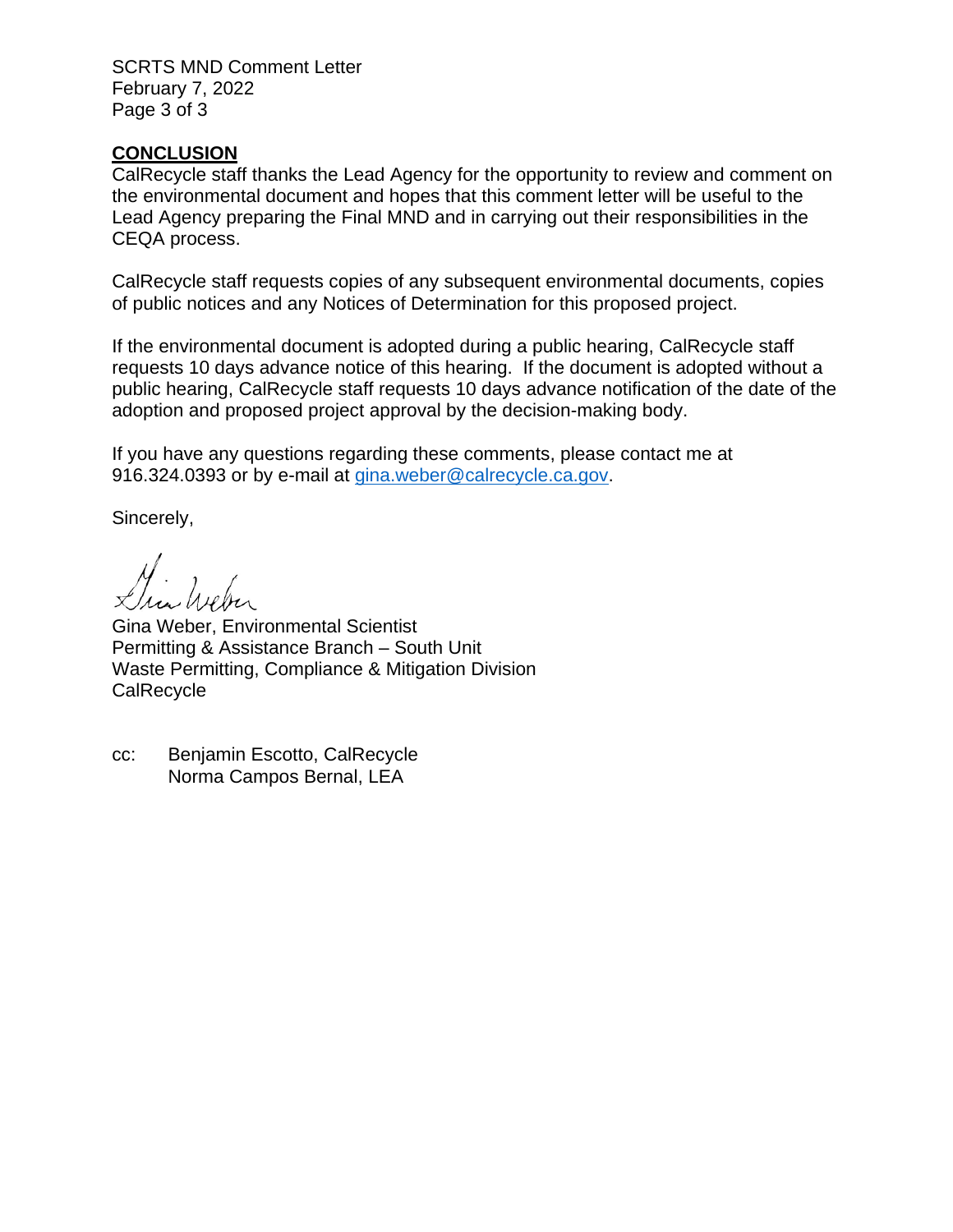## CONCLUSION

CalRecycle staff thanks the Lead Agency for the opportunity to review and comment on the environmental document and hopes that this comment letter will be useful to the Lead Agency preparing the Final MND and in carrying out their responsibilities in the CEQA process.

CalRecycle staff requests copies of any subsequent environmental documents, copies of public notices and any Notices of Determination for this proposed project.

If the environmental document is adopted during a public hearing, CalRecycle staff requests 10 days advance notice of this hearing. If the document is adopted without a public hearing, CalRecycle staff requests 10 days advance notification of the date of the adoption and proposed project approval by the decision-making body.

If you have any questions regarding these comments, please contact me at 916.324.0393 or by e-mail at gina.weber@calrecycle.ca.gov.

Sincerely,

Gina Weber, Environmental Scientist
Permitting & Assistance Branch – South Unit
Waste Permitting, Compliance & Mitigation Division
CalRecycle

cc: Benjamin Escotto, CalRecycle
Norma Campos Bernal, LEA